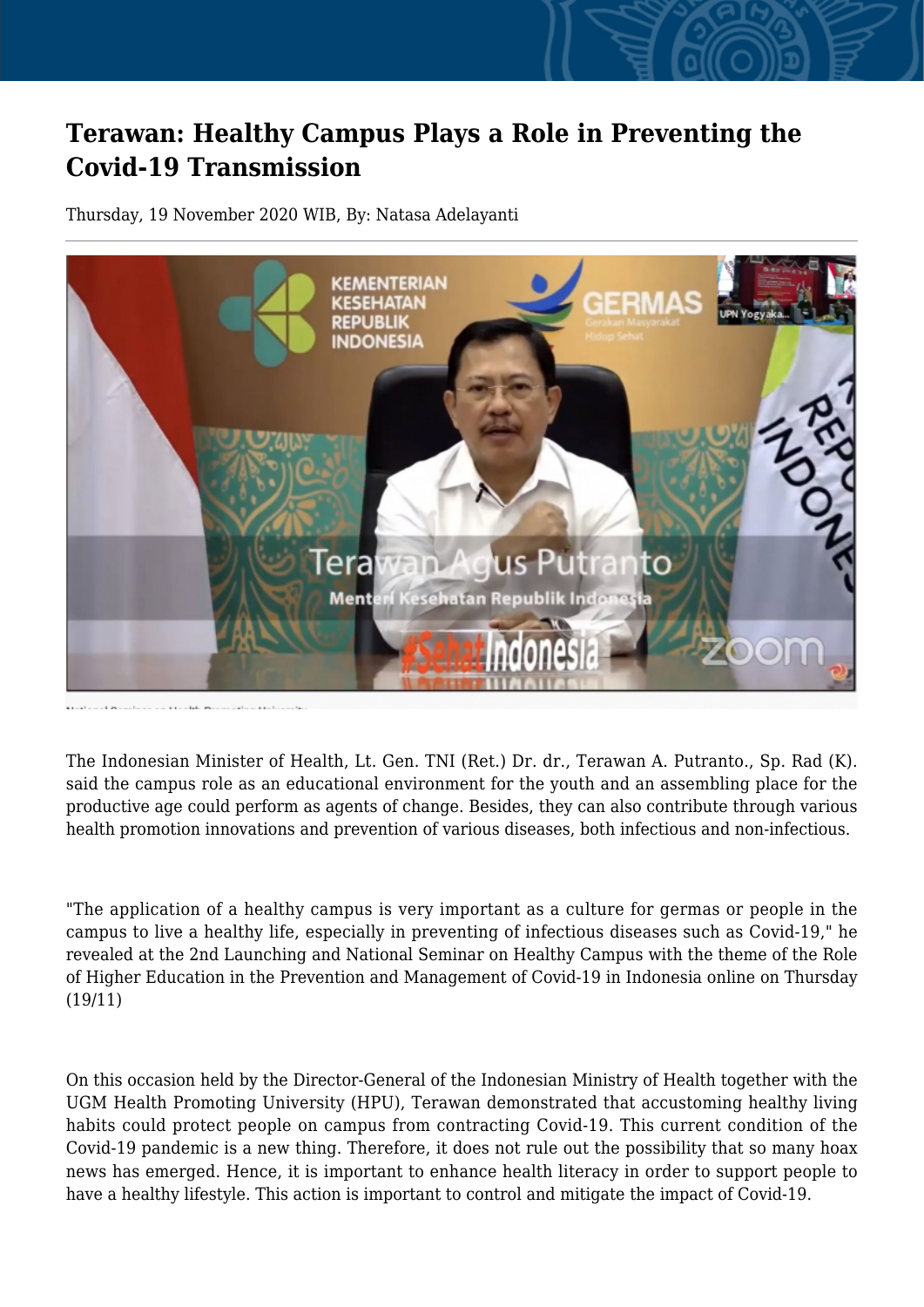# Terawan: Healthy Campus Plays a Role in Preventing the Covid-19 Transmission

Thursday, 19 November 2020 WIB, By: Natasa Adelayanti

The Indonesian Minister of Health, Lt. Gen. TNI (Ret.) Dr. dr., Terawan A. Putranto., Sp. Rad (K). said the campus role as an educational environment for the youth and an assembling place for the productive age could perform as agents of change. Besides, they can also contribute through various health promotion innovations and prevention of various diseases, both infectious and non-infectious.

"The application of a healthy campus is very important as a culture for germas or people in the campus to live a healthy life, especially in preventing of infectious diseases such as Covid-19," he revealed at the 2nd Launching and National Seminar on Healthy Campus with the theme of the Role of Higher Education in the Prevention and Management of Covid-19 in Indonesia online on Thursday (19/11)

On this occasion held by the Director-General of the Indonesian Ministry of Health together with the UGM Health Promoting University (HPU), Terawan demonstrated that accustoming healthy living habits could protect people on campus from contracting Covid-19. This current condition of the Covid-19 pandemic is a new thing. Therefore, it does not rule out the possibility that so many hoax news has emerged. Hence, it is important to enhance health literacy in order to support people to have a healthy lifestyle. This action is important to control and mitigate the impact of Covid-19.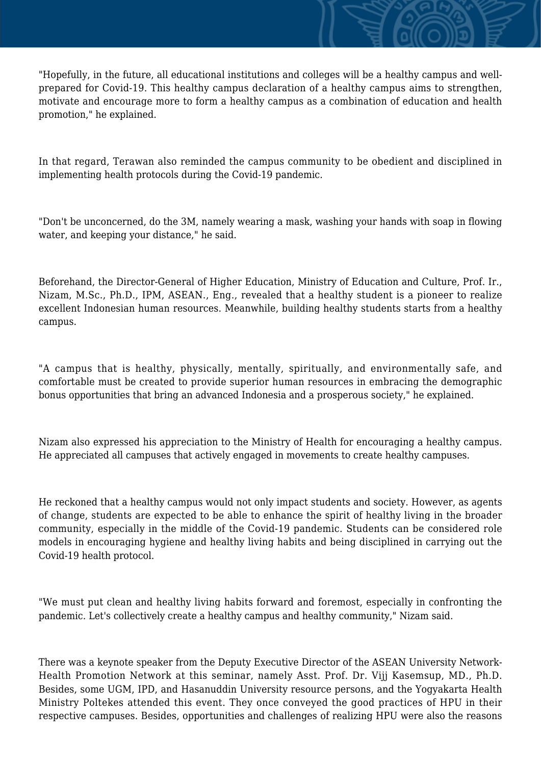"Hopefully, in the future, all educational institutions and colleges will be a healthy campus and well-prepared for Covid-19. This healthy campus declaration of a healthy campus aims to strengthen, motivate and encourage more to form a healthy campus as a combination of education and health promotion," he explained.

In that regard, Terawan also reminded the campus community to be obedient and disciplined in implementing health protocols during the Covid-19 pandemic.

"Don't be unconcerned, do the 3M, namely wearing a mask, washing your hands with soap in flowing water, and keeping your distance," he said.

Beforehand, the Director-General of Higher Education, Ministry of Education and Culture, Prof. Ir., Nizam, M.Sc., Ph.D., IPM, ASEAN., Eng., revealed that a healthy student is a pioneer to realize excellent Indonesian human resources. Meanwhile, building healthy students starts from a healthy campus.

"A campus that is healthy, physically, mentally, spiritually, and environmentally safe, and comfortable must be created to provide superior human resources in embracing the demographic bonus opportunities that bring an advanced Indonesia and a prosperous society," he explained.

Nizam also expressed his appreciation to the Ministry of Health for encouraging a healthy campus. He appreciated all campuses that actively engaged in movements to create healthy campuses.

He reckoned that a healthy campus would not only impact students and society. However, as agents of change, students are expected to be able to enhance the spirit of healthy living in the broader community, especially in the middle of the Covid-19 pandemic. Students can be considered role models in encouraging hygiene and healthy living habits and being disciplined in carrying out the Covid-19 health protocol.

"We must put clean and healthy living habits forward and foremost, especially in confronting the pandemic. Let's collectively create a healthy campus and healthy community," Nizam said.

There was a keynote speaker from the Deputy Executive Director of the ASEAN University Network-Health Promotion Network at this seminar, namely Asst. Prof. Dr. Vijj Kasemsup, MD., Ph.D. Besides, some UGM, IPD, and Hasanuddin University resource persons, and the Yogyakarta Health Ministry Poltekes attended this event. They once conveyed the good practices of HPU in their respective campuses. Besides, opportunities and challenges of realizing HPU were also the reasons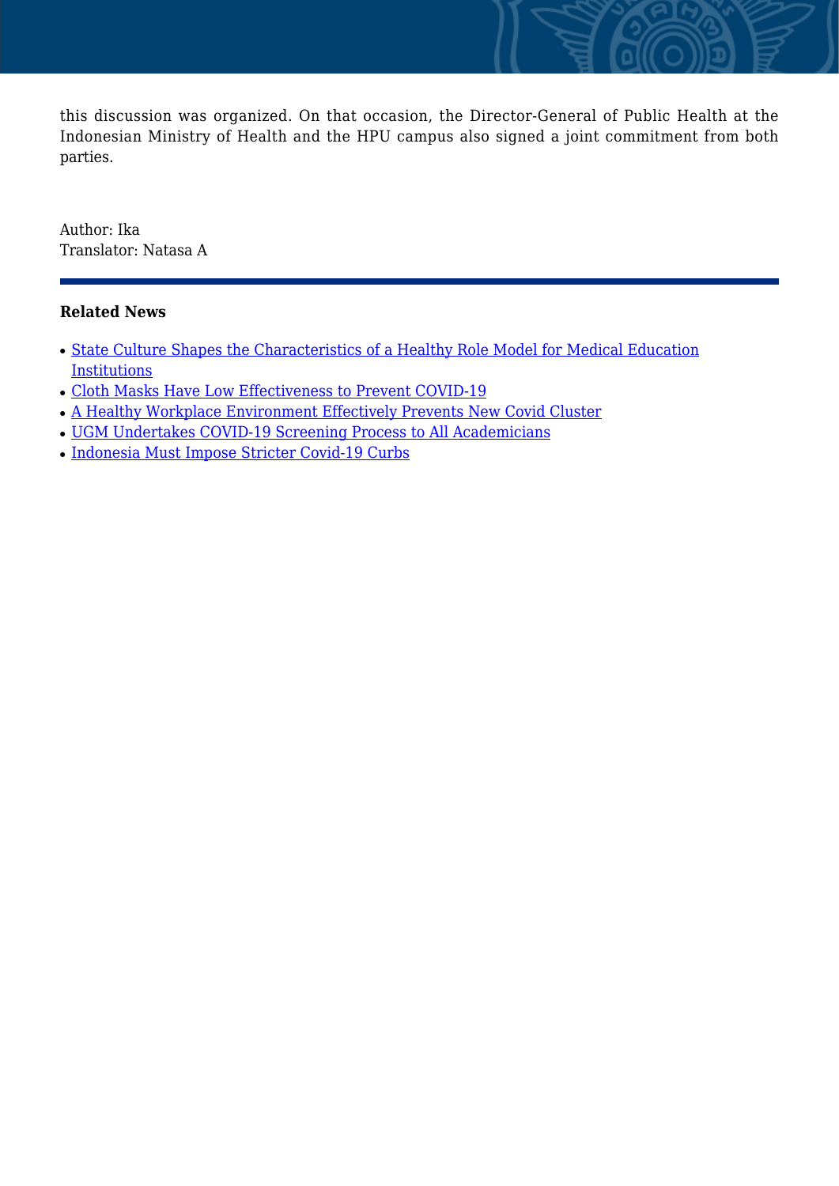this discussion was organized. On that occasion, the Director-General of Public Health at the Indonesian Ministry of Health and the HPU campus also signed a joint commitment from both parties.

Author: Ika
Translator: Natasa A

---

**Related News**

- State Culture Shapes the Characteristics of a Healthy Role Model for Medical Education Institutions
- Cloth Masks Have Low Effectiveness to Prevent COVID-19
- A Healthy Workplace Environment Effectively Prevents New Covid Cluster
- UGM Undertakes COVID-19 Screening Process to All Academicians
- Indonesia Must Impose Stricter Covid-19 Curbs